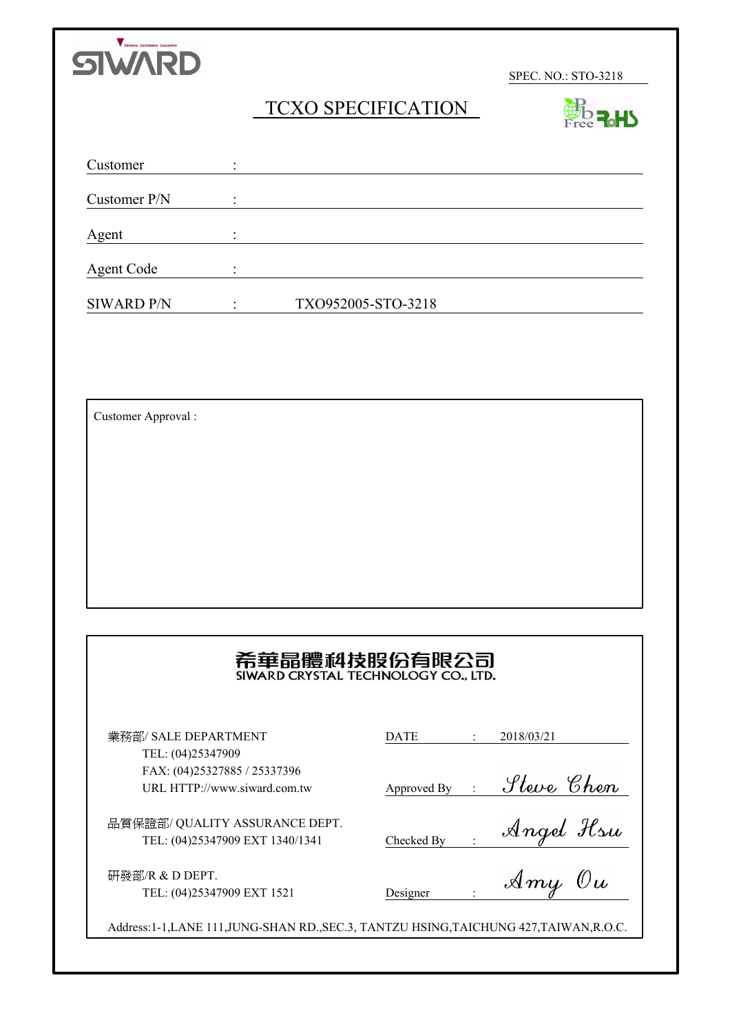SIWARD

SPEC. NO.: STO-3218

# TCXO SPECIFICATION

Pb Free RoHS

| | | |
|---|---|---|
| Customer | : | |
| Customer P/N | : | |
| Agent | : | |
| Agent Code | : | |
| SIWARD P/N | : | TXO952005-STO-3218 |

Customer Approval :

**希華晶體科技股份有限公司**
**SIWARD CRYSTAL TECHNOLOGY CO., LTD.**

| | | | |
|---|---|---|---|
| 業務部/ SALE DEPARTMENT<br>TEL: (04)25347909<br>FAX: (04)25327885 / 25337396<br>URL HTTP://www.siward.com.tw | DATE | : | 2018/03/21 |
| | Approved By | : | Steve Chen |
| 品質保證部/ QUALITY ASSURANCE DEPT.<br>TEL: (04)25347909 EXT 1340/1341 | Checked By | : | Angel Hsu |
| 研發部/R & D DEPT.<br>TEL: (04)25347909 EXT 1521 | Designer | : | Amy Ou |

Address:1-1,LANE 111,JUNG-SHAN RD.,SEC.3, TANTZU HSING,TAICHUNG 427,TAIWAN,R.O.C.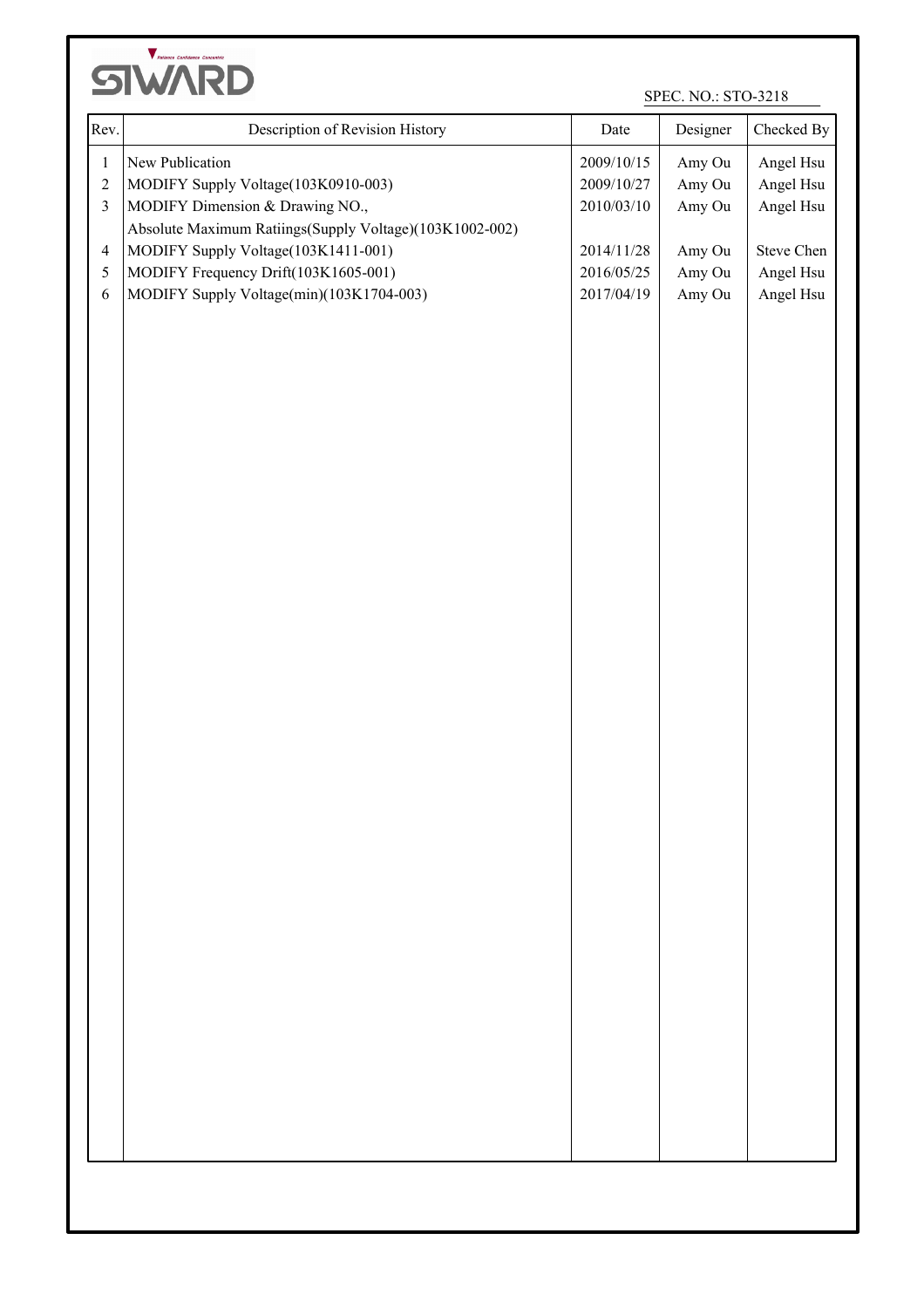SIWARD

SPEC. NO.: STO-3218

| Rev. | Description of Revision History | Date | Designer | Checked By |
|---|---|---|---|---|
| 1 | New Publication | 2009/10/15 | Amy Ou | Angel Hsu |
| 2 | MODIFY Supply Voltage(103K0910-003) | 2009/10/27 | Amy Ou | Angel Hsu |
| 3 | MODIFY Dimension & Drawing NO., Absolute Maximum Ratiings(Supply Voltage)(103K1002-002) | 2010/03/10 | Amy Ou | Angel Hsu |
| 4 | MODIFY Supply Voltage(103K1411-001) | 2014/11/28 | Amy Ou | Steve Chen |
| 5 | MODIFY Frequency Drift(103K1605-001) | 2016/05/25 | Amy Ou | Angel Hsu |
| 6 | MODIFY Supply Voltage(min)(103K1704-003) | 2017/04/19 | Amy Ou | Angel Hsu |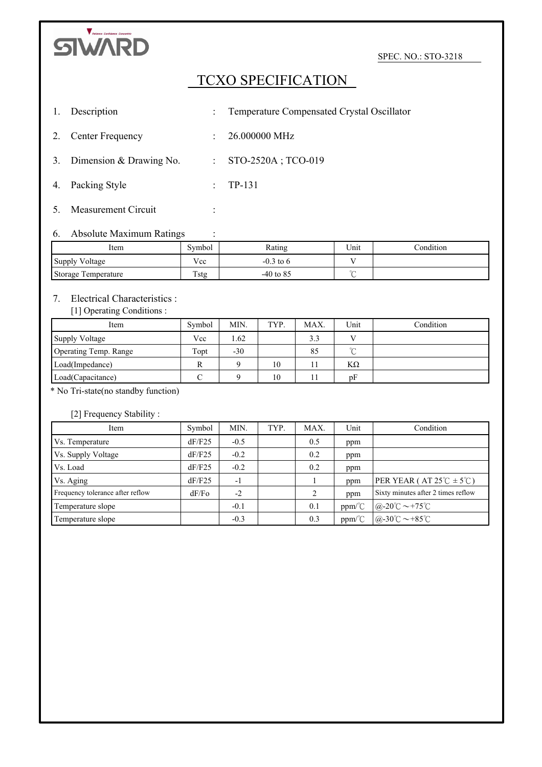SIWARD

SPEC. NO.: STO-3218

# TCXO SPECIFICATION

1. Description : Temperature Compensated Crystal Oscillator
2. Center Frequency : 26.000000 MHz
3. Dimension & Drawing No. : STO-2520A ; TCO-019
4. Packing Style : TP-131
5. Measurement Circuit :
6. Absolute Maximum Ratings :

| Item | Symbol | Rating | Unit | Condition |
|---|---|---|---|---|
| Supply Voltage | Vcc | -0.3 to 6 | V | |
| Storage Temperature | Tstg | -40 to 85 | ℃ | |

7. Electrical Characteristics :

[1] Operating Conditions :

| Item | Symbol | MIN. | TYP. | MAX. | Unit | Condition |
|---|---|---|---|---|---|---|
| Supply Voltage | Vcc | 1.62 | | 3.3 | V | |
| Operating Temp. Range | Topt | -30 | | 85 | ℃ | |
| Load(Impedance) | R | 9 | 10 | 11 | KΩ | |
| Load(Capacitance) | C | 9 | 10 | 11 | pF | |

* No Tri-state(no standby function)

[2] Frequency Stability :

| Item | Symbol | MIN. | TYP. | MAX. | Unit | Condition |
|---|---|---|---|---|---|---|
| Vs. Temperature | dF/F25 | -0.5 | | 0.5 | ppm | |
| Vs. Supply Voltage | dF/F25 | -0.2 | | 0.2 | ppm | |
| Vs. Load | dF/F25 | -0.2 | | 0.2 | ppm | |
| Vs. Aging | dF/F25 | -1 | | 1 | ppm | PER YEAR ( AT 25℃ ± 5℃) |
| Frequency tolerance after reflow | dF/Fo | -2 | | 2 | ppm | Sixty minutes after 2 times reflow |
| Temperature slope | | -0.1 | | 0.1 | ppm/℃ | @-20℃～+75℃ |
| Temperature slope | | -0.3 | | 0.3 | ppm/℃ | @-30℃～+85℃ |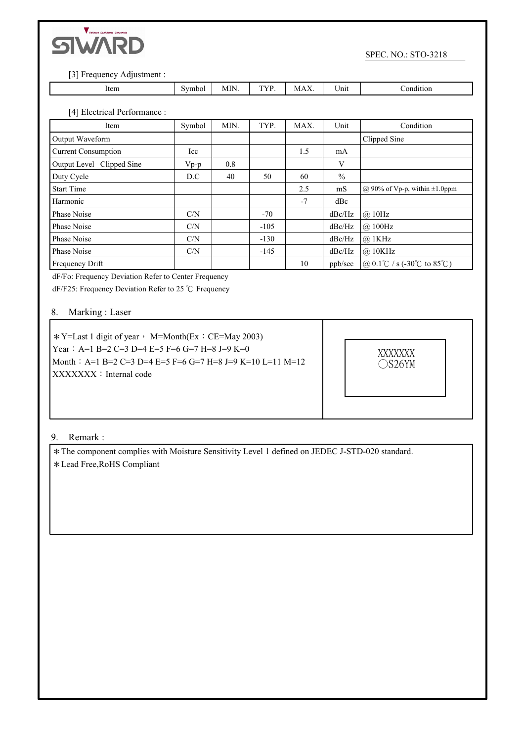SPEC. NO.: STO-3218

[3] Frequency Adjustment :

| Item | Symbol | MIN. | TYP. | MAX. | Unit | Condition |
|---|---|---|---|---|---|---|

[4] Electrical Performance :

| Item | Symbol | MIN. | TYP. | MAX. | Unit | Condition |
|---|---|---|---|---|---|---|
| Output Waveform | | | | | | Clipped Sine |
| Current Consumption | Icc | | | 1.5 | mA | |
| Output Level Clipped Sine | Vp-p | 0.8 | | | V | |
| Duty Cycle | D.C | 40 | 50 | 60 | % | |
| Start Time | | | | 2.5 | mS | @ 90% of Vp-p, within ±1.0ppm |
| Harmonic | | | | -7 | dBc | |
| Phase Noise | C/N | | -70 | | dBc/Hz | @ 10Hz |
| Phase Noise | C/N | | -105 | | dBc/Hz | @ 100Hz |
| Phase Noise | C/N | | -130 | | dBc/Hz | @ 1KHz |
| Phase Noise | C/N | | -145 | | dBc/Hz | @ 10KHz |
| Frequency Drift | | | | 10 | ppb/sec | @ 0.1℃ / s (-30℃ to 85℃) |

dF/Fo: Frequency Deviation Refer to Center Frequency

dF/F25: Frequency Deviation Refer to 25 ℃ Frequency

## 8. Marking : Laser

＊Y=Last 1 digit of year， M=Month(Ex：CE=May 2003)
Year：A=1 B=2 C=3 D=4 E=5 F=6 G=7 H=8 J=9 K=0
Month：A=1 B=2 C=3 D=4 E=5 F=6 G=7 H=8 J=9 K=10 L=11 M=12
XXXXXXX：Internal code

XXXXXXX
◯S26YM

## 9. Remark :

＊The component complies with Moisture Sensitivity Level 1 defined on JEDEC J-STD-020 standard.
＊Lead Free,RoHS Compliant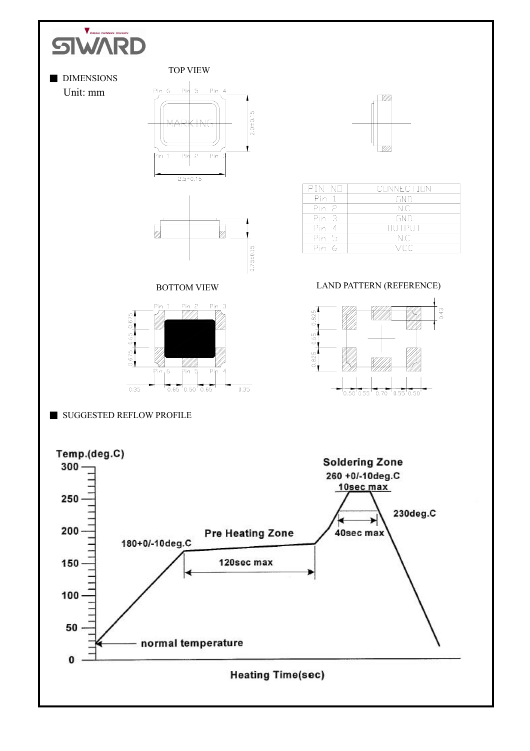## DIMENSIONS

Unit: mm

TOP VIEW

BOTTOM VIEW

LAND PATTERN (REFERENCE)

| PIN NO | CONNECTION |
|---|---|
| Pin 1 | GND |
| Pin 2 | N.C |
| Pin 3 | GND |
| Pin 4 | OUTPUT |
| Pin 5 | N.C |
| Pin 6 | VCC |

## SUGGESTED REFLOW PROFILE

Temp.(deg.C)

Soldering Zone

260 +0/-10deg.C

10sec max

230deg.C

40sec max

Pre Heating Zone

180+0/-10deg.C

120sec max

normal temperature

Heating Time(sec)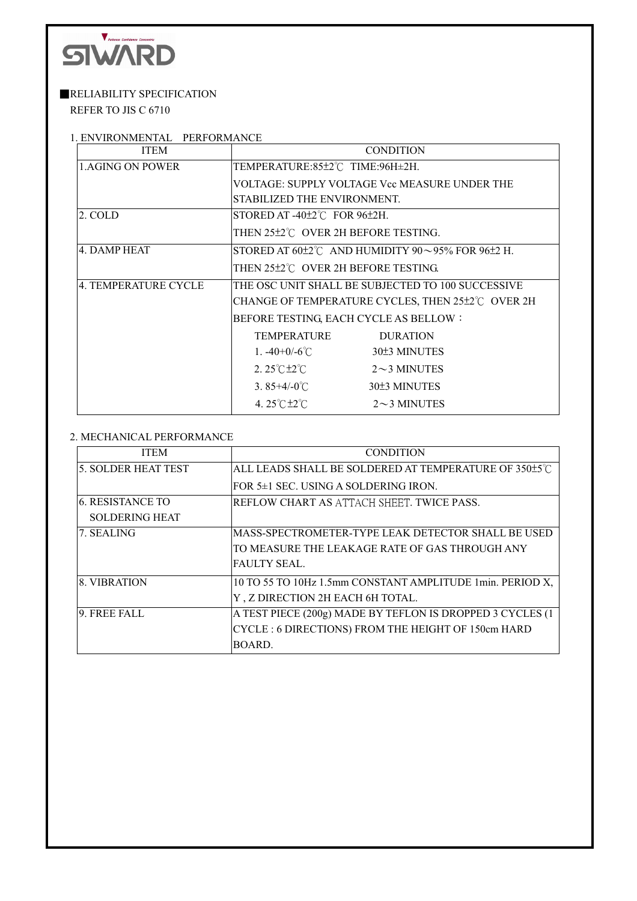SIWARD

■RELIABILITY SPECIFICATION
REFER TO JIS C 6710

1. ENVIRONMENTAL PERFORMANCE

| ITEM | CONDITION |
|---|---|
| 1.AGING ON POWER | TEMPERATURE:85±2℃ TIME:96H±2H.<br>VOLTAGE: SUPPLY VOLTAGE Vcc MEASURE UNDER THE STABILIZED THE ENVIRONMENT. |
| 2. COLD | STORED AT -40±2℃ FOR 96±2H.<br>THEN 25±2℃ OVER 2H BEFORE TESTING. |
| 4. DAMP HEAT | STORED AT 60±2℃ AND HUMIDITY 90～95% FOR 96±2 H.<br>THEN 25±2℃ OVER 2H BEFORE TESTING. |
| 4. TEMPERATURE CYCLE | THE OSC UNIT SHALL BE SUBJECTED TO 100 SUCCESSIVE CHANGE OF TEMPERATURE CYCLES, THEN 25±2℃ OVER 2H BEFORE TESTING, EACH CYCLE AS BELLOW：<br>TEMPERATURE — DURATION<br>1. -40+0/-6℃ — 30±3 MINUTES<br>2. 25℃±2℃ — 2～3 MINUTES<br>3. 85+4/-0℃ — 30±3 MINUTES<br>4. 25℃±2℃ — 2～3 MINUTES |

2. MECHANICAL PERFORMANCE

| ITEM | CONDITION |
|---|---|
| 5. SOLDER HEAT TEST | ALL LEADS SHALL BE SOLDERED AT TEMPERATURE OF 350±5℃ FOR 5±1 SEC. USING A SOLDERING IRON. |
| 6. RESISTANCE TO SOLDERING HEAT | REFLOW CHART AS ATTACH SHEET. TWICE PASS. |
| 7. SEALING | MASS-SPECTROMETER-TYPE LEAK DETECTOR SHALL BE USED TO MEASURE THE LEAKAGE RATE OF GAS THROUGH ANY FAULTY SEAL. |
| 8. VIBRATION | 10 TO 55 TO 10Hz 1.5mm CONSTANT AMPLITUDE 1min. PERIOD X, Y , Z DIRECTION 2H EACH 6H TOTAL. |
| 9. FREE FALL | A TEST PIECE (200g) MADE BY TEFLON IS DROPPED 3 CYCLES (1 CYCLE : 6 DIRECTIONS) FROM THE HEIGHT OF 150cm HARD BOARD. |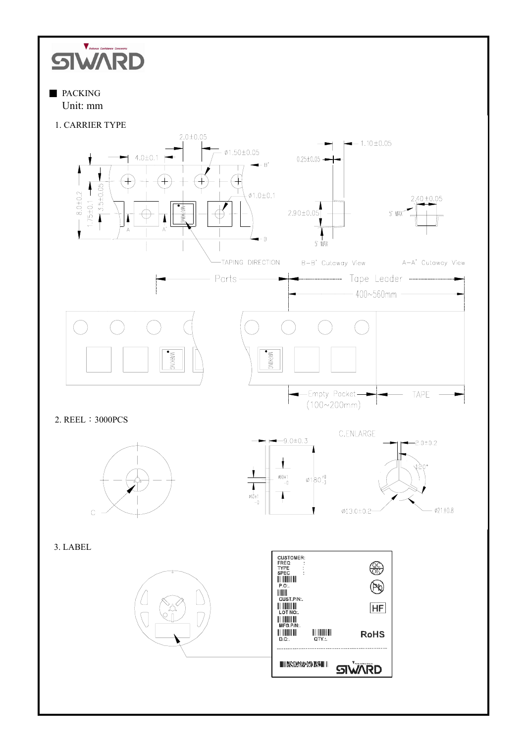## PACKING

Unit: mm

1. CARRIER TYPE

2.0±0.05

4.0±0.1

ø1.50±0.05

1.10±0.05

0.25±0.05

B'

8.0±0.2

1.75±0.1

3.5±0.05

ø1.0±0.1

2.40±0.05

2.90±0.05

5° MAX

A

A'

B

5° MAX

TAPING DIRECTION

B–B' Cutaway View

A–A' Cutaway View

Parts

Tape Leader

400~560mm

Empty Pocket (100~200mm)

TAPE

2. REEL：3000PCS

C.ENLARGE

9.0±0.3

2.0±0.2

120°

ø60+1 −0

ø180 +0 −3

ø13+1 −0

ø13.0±0.2

ø21±0.8

C

3. LABEL

CUSTOMER:
FREQ :
TYPE :
SPEC :
P.O:.
CUST.P/N:.
LOT NO:.
MFG.P/N:.
D.C:.
QTY:.

QC OK

Pb

HF

RoHS

SIWARD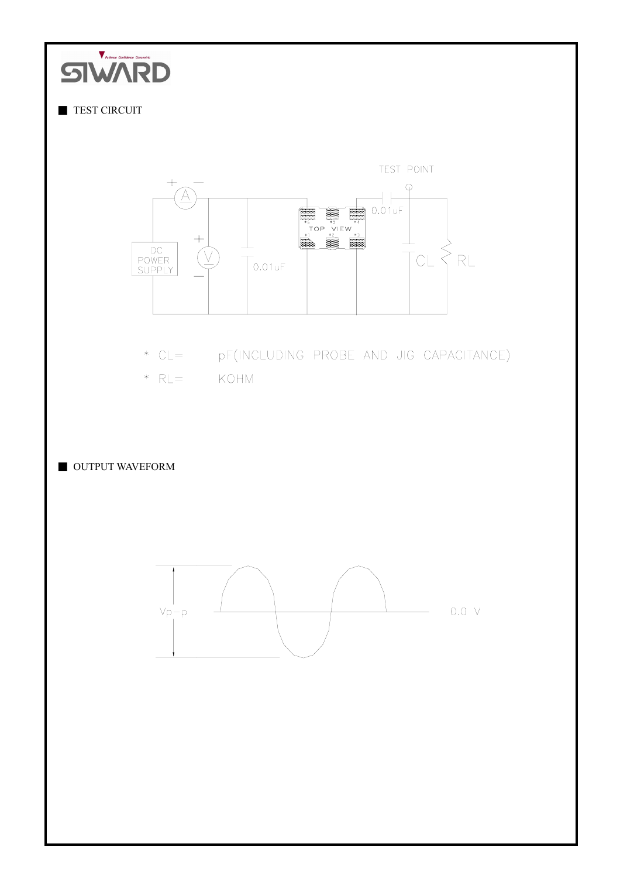## TEST CIRCUIT

\* CL= pF(INCLUDING PROBE AND JIG CAPACITANCE)

\* RL= KOHM

## OUTPUT WAVEFORM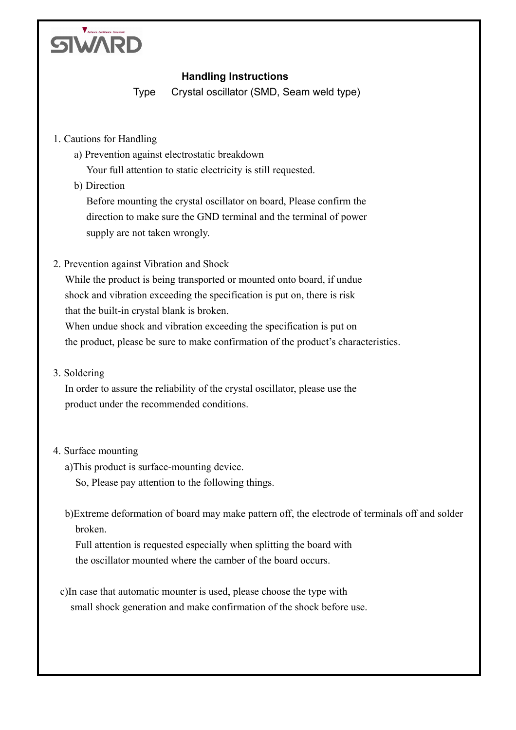**SIWARD**

## Handling Instructions

Type　Crystal oscillator (SMD, Seam weld type)

1. Cautions for Handling

   a) Prevention against electrostatic breakdown

   Your full attention to static electricity is still requested.

   b) Direction

   Before mounting the crystal oscillator on board, Please confirm the direction to make sure the GND terminal and the terminal of power supply are not taken wrongly.

2. Prevention against Vibration and Shock

   While the product is being transported or mounted onto board, if undue shock and vibration exceeding the specification is put on, there is risk that the built-in crystal blank is broken.
   When undue shock and vibration exceeding the specification is put on the product, please be sure to make confirmation of the product's characteristics.

3. Soldering

   In order to assure the reliability of the crystal oscillator, please use the product under the recommended conditions.

4. Surface mounting

   a)This product is surface-mounting device.
   So, Please pay attention to the following things.

   b)Extreme deformation of board may make pattern off, the electrode of terminals off and solder broken.
   Full attention is requested especially when splitting the board with the oscillator mounted where the camber of the board occurs.

   c)In case that automatic mounter is used, please choose the type with small shock generation and make confirmation of the shock before use.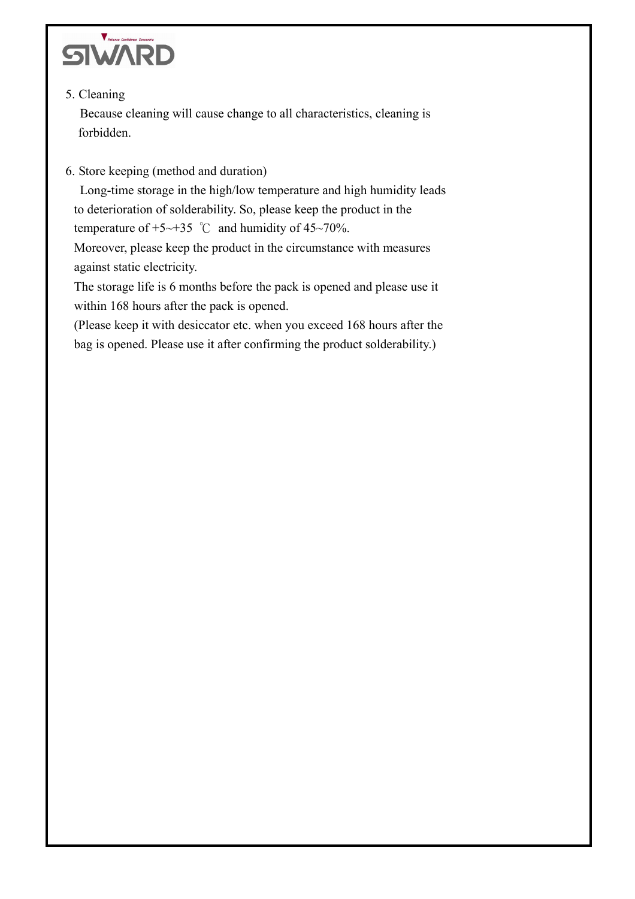5. Cleaning

Because cleaning will cause change to all characteristics, cleaning is forbidden.

6. Store keeping (method and duration)

Long-time storage in the high/low temperature and high humidity leads to deterioration of solderability. So, please keep the product in the temperature of +5~+35 ℃ and humidity of 45~70%.

Moreover, please keep the product in the circumstance with measures against static electricity.

The storage life is 6 months before the pack is opened and please use it within 168 hours after the pack is opened.

(Please keep it with desiccator etc. when you exceed 168 hours after the bag is opened. Please use it after confirming the product solderability.)